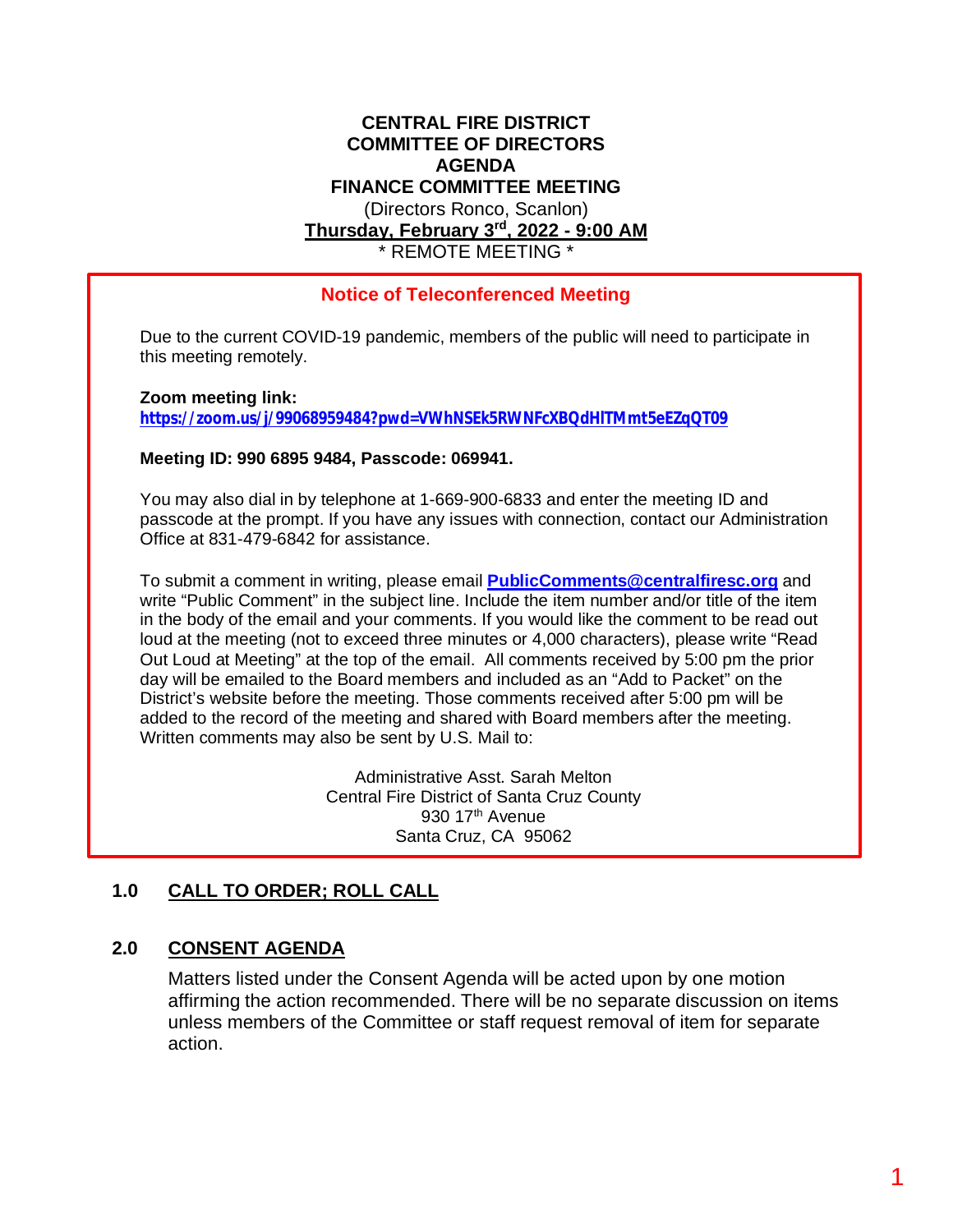**CENTRAL FIRE DISTRICT**
**COMMITTEE OF DIRECTORS**
**AGENDA**
**FINANCE COMMITTEE MEETING**
(Directors Ronco, Scanlon)
**Thursday, February 3rd, 2022 - 9:00 AM**
\* REMOTE MEETING \*

**Notice of Teleconferenced Meeting**

Due to the current COVID-19 pandemic, members of the public will need to participate in this meeting remotely.

**Zoom meeting link:**
**https://zoom.us/j/99068959484?pwd=VWhNSEk5RWNFcXBQdHlTMmt5eEZqQT09**

**Meeting ID: 990 6895 9484, Passcode: 069941.**

You may also dial in by telephone at 1-669-900-6833 and enter the meeting ID and passcode at the prompt. If you have any issues with connection, contact our Administration Office at 831-479-6842 for assistance.

To submit a comment in writing, please email **PublicComments@centralfiresc.org** and write "Public Comment" in the subject line. Include the item number and/or title of the item in the body of the email and your comments. If you would like the comment to be read out loud at the meeting (not to exceed three minutes or 4,000 characters), please write "Read Out Loud at Meeting" at the top of the email. All comments received by 5:00 pm the prior day will be emailed to the Board members and included as an "Add to Packet" on the District's website before the meeting. Those comments received after 5:00 pm will be added to the record of the meeting and shared with Board members after the meeting. Written comments may also be sent by U.S. Mail to:

Administrative Asst. Sarah Melton
Central Fire District of Santa Cruz County
930 17th Avenue
Santa Cruz, CA 95062

## 1.0 CALL TO ORDER; ROLL CALL

## 2.0 CONSENT AGENDA

Matters listed under the Consent Agenda will be acted upon by one motion affirming the action recommended. There will be no separate discussion on items unless members of the Committee or staff request removal of item for separate action.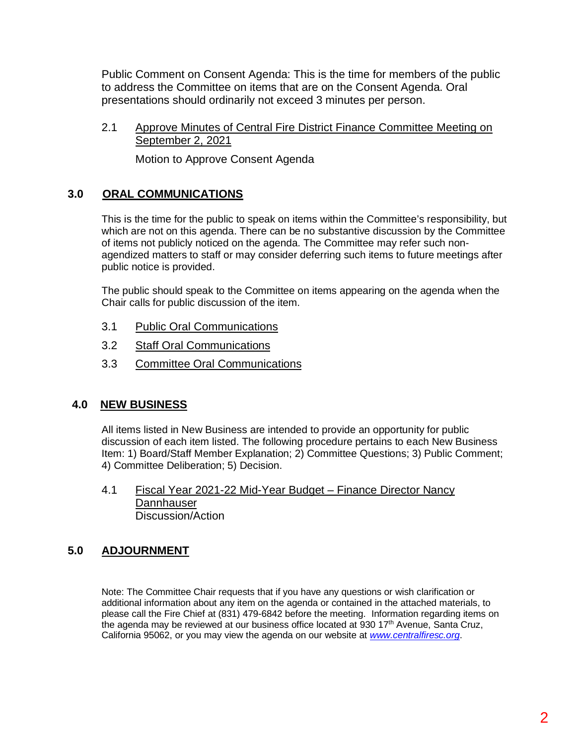Public Comment on Consent Agenda: This is the time for members of the public to address the Committee on items that are on the Consent Agenda. Oral presentations should ordinarily not exceed 3 minutes per person.

2.1 Approve Minutes of Central Fire District Finance Committee Meeting on September 2, 2021

Motion to Approve Consent Agenda

## 3.0 ORAL COMMUNICATIONS

This is the time for the public to speak on items within the Committee's responsibility, but which are not on this agenda. There can be no substantive discussion by the Committee of items not publicly noticed on the agenda. The Committee may refer such non-agendized matters to staff or may consider deferring such items to future meetings after public notice is provided.

The public should speak to the Committee on items appearing on the agenda when the Chair calls for public discussion of the item.

3.1 Public Oral Communications

3.2 Staff Oral Communications

3.3 Committee Oral Communications

## 4.0 NEW BUSINESS

All items listed in New Business are intended to provide an opportunity for public discussion of each item listed. The following procedure pertains to each New Business Item: 1) Board/Staff Member Explanation; 2) Committee Questions; 3) Public Comment; 4) Committee Deliberation; 5) Decision.

4.1 Fiscal Year 2021-22 Mid-Year Budget – Finance Director Nancy Dannhauser
Discussion/Action

## 5.0 ADJOURNMENT

Note: The Committee Chair requests that if you have any questions or wish clarification or additional information about any item on the agenda or contained in the attached materials, to please call the Fire Chief at (831) 479-6842 before the meeting. Information regarding items on the agenda may be reviewed at our business office located at 930 17th Avenue, Santa Cruz, California 95062, or you may view the agenda on our website at *www.centralfiresc.org*.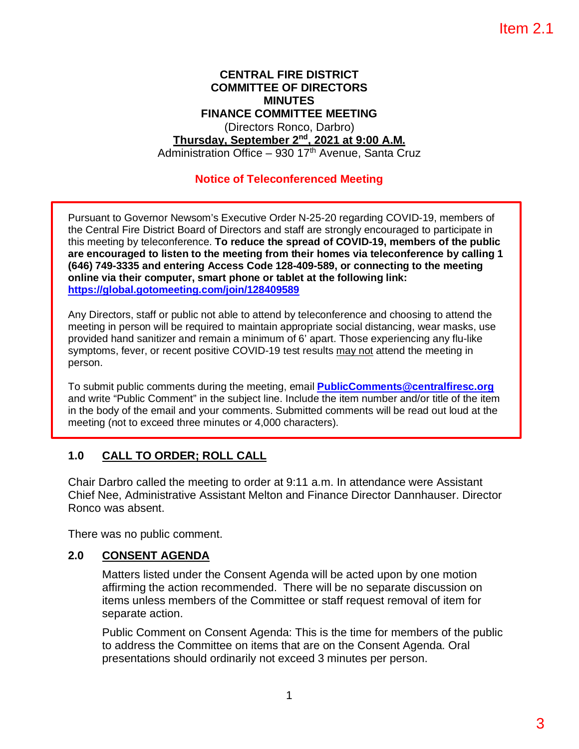Item 2.1

**CENTRAL FIRE DISTRICT**
**COMMITTEE OF DIRECTORS**
**MINUTES**
**FINANCE COMMITTEE MEETING**
(Directors Ronco, Darbro)
**Thursday, September 2nd, 2021 at 9:00 A.M.**
Administration Office – 930 17th Avenue, Santa Cruz

**Notice of Teleconferenced Meeting**

Pursuant to Governor Newsom's Executive Order N-25-20 regarding COVID-19, members of the Central Fire District Board of Directors and staff are strongly encouraged to participate in this meeting by teleconference. **To reduce the spread of COVID-19, members of the public are encouraged to listen to the meeting from their homes via teleconference by calling 1 (646) 749-3335 and entering Access Code 128-409-589, or connecting to the meeting online via their computer, smart phone or tablet at the following link: https://global.gotomeeting.com/join/128409589**

Any Directors, staff or public not able to attend by teleconference and choosing to attend the meeting in person will be required to maintain appropriate social distancing, wear masks, use provided hand sanitizer and remain a minimum of 6' apart. Those experiencing any flu-like symptoms, fever, or recent positive COVID-19 test results may not attend the meeting in person.

To submit public comments during the meeting, email **PublicComments@centralfiresc.org** and write "Public Comment" in the subject line. Include the item number and/or title of the item in the body of the email and your comments. Submitted comments will be read out loud at the meeting (not to exceed three minutes or 4,000 characters).

## 1.0 CALL TO ORDER; ROLL CALL

Chair Darbro called the meeting to order at 9:11 a.m. In attendance were Assistant Chief Nee, Administrative Assistant Melton and Finance Director Dannhauser. Director Ronco was absent.

There was no public comment.

## 2.0 CONSENT AGENDA

Matters listed under the Consent Agenda will be acted upon by one motion affirming the action recommended. There will be no separate discussion on items unless members of the Committee or staff request removal of item for separate action.

Public Comment on Consent Agenda: This is the time for members of the public to address the Committee on items that are on the Consent Agenda. Oral presentations should ordinarily not exceed 3 minutes per person.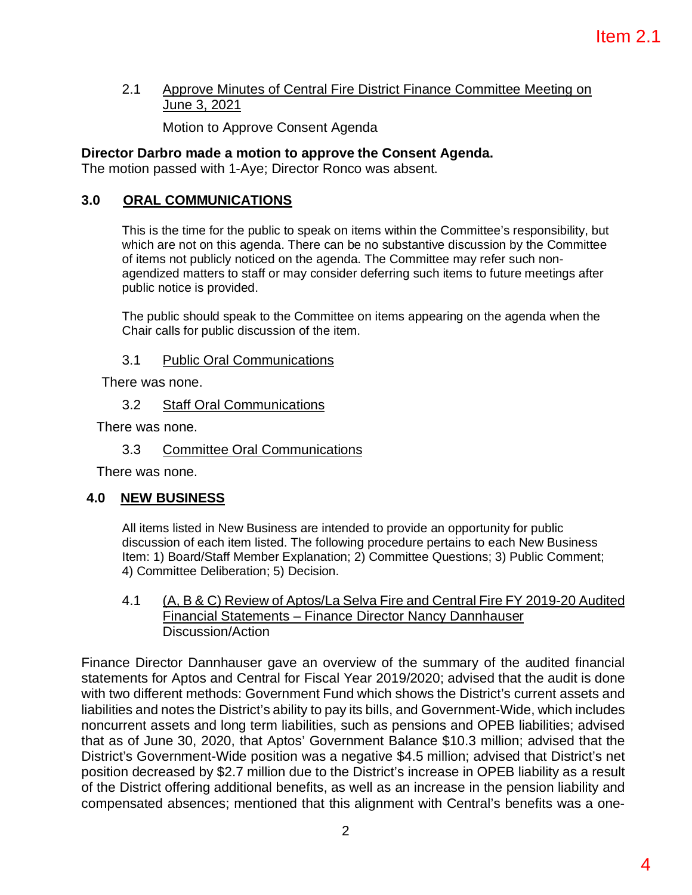2.1 Approve Minutes of Central Fire District Finance Committee Meeting on June 3, 2021

Motion to Approve Consent Agenda

**Director Darbro made a motion to approve the Consent Agenda.**
The motion passed with 1-Aye; Director Ronco was absent.

## 3.0 ORAL COMMUNICATIONS

This is the time for the public to speak on items within the Committee's responsibility, but which are not on this agenda. There can be no substantive discussion by the Committee of items not publicly noticed on the agenda. The Committee may refer such non-agendized matters to staff or may consider deferring such items to future meetings after public notice is provided.

The public should speak to the Committee on items appearing on the agenda when the Chair calls for public discussion of the item.

3.1 Public Oral Communications

There was none.

3.2 Staff Oral Communications

There was none.

3.3 Committee Oral Communications

There was none.

## 4.0 NEW BUSINESS

All items listed in New Business are intended to provide an opportunity for public discussion of each item listed. The following procedure pertains to each New Business Item: 1) Board/Staff Member Explanation; 2) Committee Questions; 3) Public Comment; 4) Committee Deliberation; 5) Decision.

4.1 (A, B & C) Review of Aptos/La Selva Fire and Central Fire FY 2019-20 Audited Financial Statements – Finance Director Nancy Dannhauser
Discussion/Action

Finance Director Dannhauser gave an overview of the summary of the audited financial statements for Aptos and Central for Fiscal Year 2019/2020; advised that the audit is done with two different methods: Government Fund which shows the District's current assets and liabilities and notes the District's ability to pay its bills, and Government-Wide, which includes noncurrent assets and long term liabilities, such as pensions and OPEB liabilities; advised that as of June 30, 2020, that Aptos' Government Balance $10.3 million; advised that the District's Government-Wide position was a negative $4.5 million; advised that District's net position decreased by $2.7 million due to the District's increase in OPEB liability as a result of the District offering additional benefits, as well as an increase in the pension liability and compensated absences; mentioned that this alignment with Central's benefits was a one-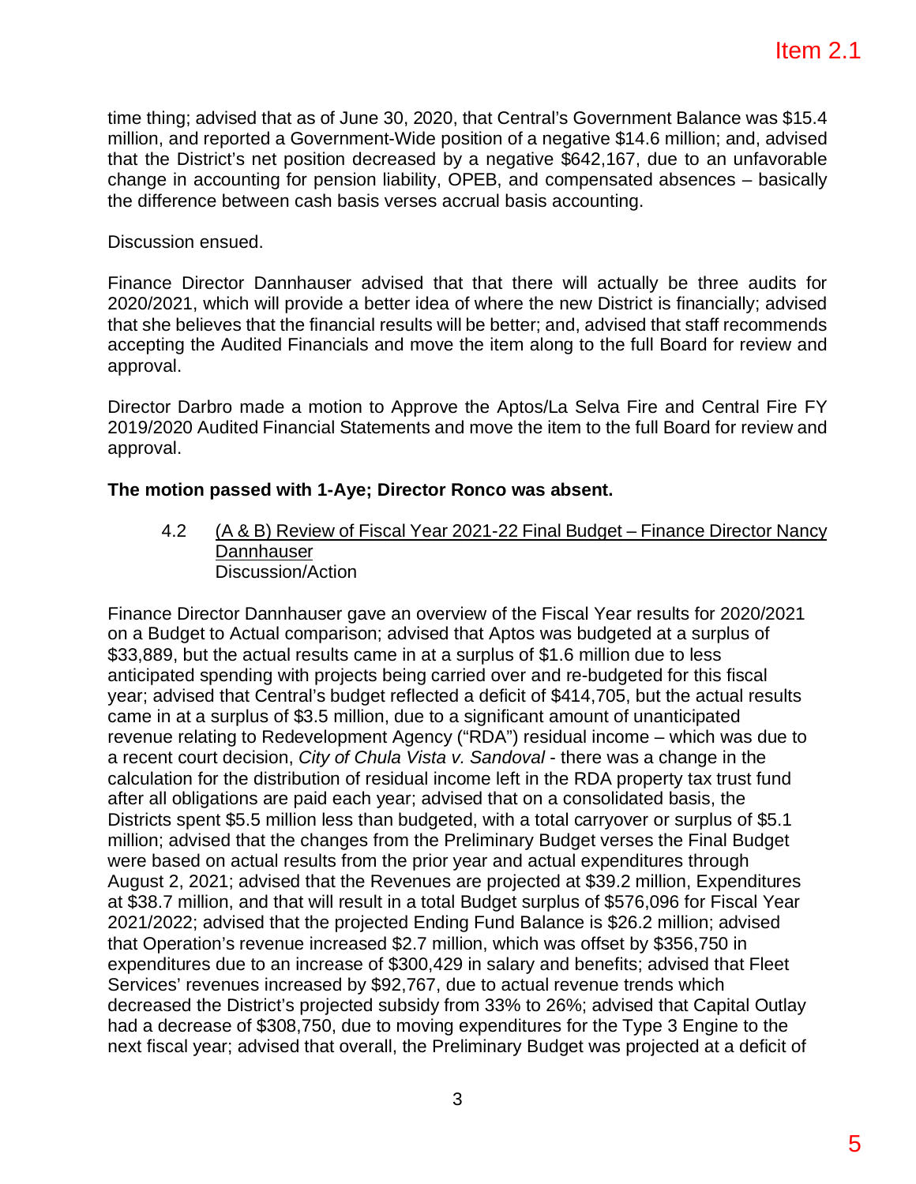time thing; advised that as of June 30, 2020, that Central's Government Balance was $15.4 million, and reported a Government-Wide position of a negative $14.6 million; and, advised that the District's net position decreased by a negative $642,167, due to an unfavorable change in accounting for pension liability, OPEB, and compensated absences – basically the difference between cash basis verses accrual basis accounting.

Discussion ensued.

Finance Director Dannhauser advised that that there will actually be three audits for 2020/2021, which will provide a better idea of where the new District is financially; advised that she believes that the financial results will be better; and, advised that staff recommends accepting the Audited Financials and move the item along to the full Board for review and approval.

Director Darbro made a motion to Approve the Aptos/La Selva Fire and Central Fire FY 2019/2020 Audited Financial Statements and move the item to the full Board for review and approval.

**The motion passed with 1-Aye; Director Ronco was absent.**

4.2 (A & B) Review of Fiscal Year 2021-22 Final Budget – Finance Director Nancy Dannhauser
Discussion/Action

Finance Director Dannhauser gave an overview of the Fiscal Year results for 2020/2021 on a Budget to Actual comparison; advised that Aptos was budgeted at a surplus of $33,889, but the actual results came in at a surplus of $1.6 million due to less anticipated spending with projects being carried over and re-budgeted for this fiscal year; advised that Central's budget reflected a deficit of $414,705, but the actual results came in at a surplus of $3.5 million, due to a significant amount of unanticipated revenue relating to Redevelopment Agency ("RDA") residual income – which was due to a recent court decision, *City of Chula Vista v. Sandoval* - there was a change in the calculation for the distribution of residual income left in the RDA property tax trust fund after all obligations are paid each year; advised that on a consolidated basis, the Districts spent $5.5 million less than budgeted, with a total carryover or surplus of $5.1 million; advised that the changes from the Preliminary Budget verses the Final Budget were based on actual results from the prior year and actual expenditures through August 2, 2021; advised that the Revenues are projected at $39.2 million, Expenditures at $38.7 million, and that will result in a total Budget surplus of $576,096 for Fiscal Year 2021/2022; advised that the projected Ending Fund Balance is $26.2 million; advised that Operation's revenue increased $2.7 million, which was offset by $356,750 in expenditures due to an increase of $300,429 in salary and benefits; advised that Fleet Services' revenues increased by $92,767, due to actual revenue trends which decreased the District's projected subsidy from 33% to 26%; advised that Capital Outlay had a decrease of $308,750, due to moving expenditures for the Type 3 Engine to the next fiscal year; advised that overall, the Preliminary Budget was projected at a deficit of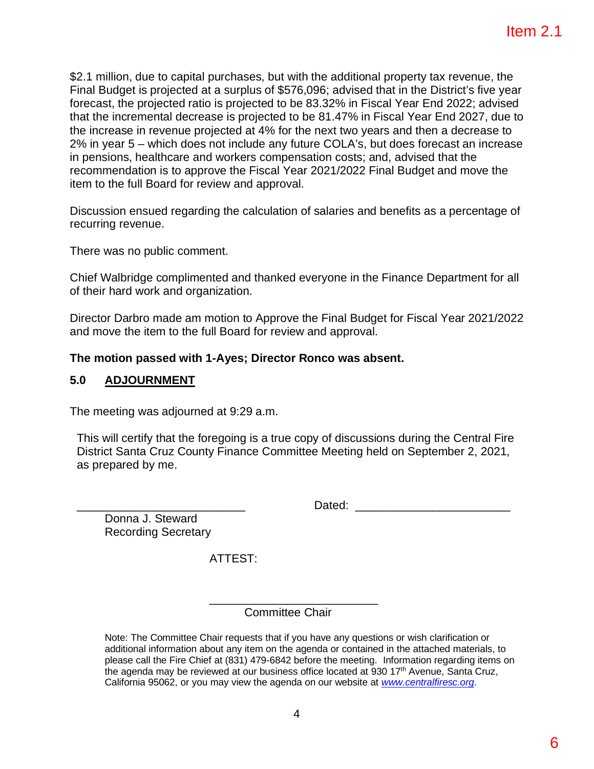$2.1 million, due to capital purchases, but with the additional property tax revenue, the Final Budget is projected at a surplus of $576,096; advised that in the District's five year forecast, the projected ratio is projected to be 83.32% in Fiscal Year End 2022; advised that the incremental decrease is projected to be 81.47% in Fiscal Year End 2027, due to the increase in revenue projected at 4% for the next two years and then a decrease to 2% in year 5 – which does not include any future COLA's, but does forecast an increase in pensions, healthcare and workers compensation costs; and, advised that the recommendation is to approve the Fiscal Year 2021/2022 Final Budget and move the item to the full Board for review and approval.

Discussion ensued regarding the calculation of salaries and benefits as a percentage of recurring revenue.

There was no public comment.

Chief Walbridge complimented and thanked everyone in the Finance Department for all of their hard work and organization.

Director Darbro made am motion to Approve the Final Budget for Fiscal Year 2021/2022 and move the item to the full Board for review and approval.

**The motion passed with 1-Ayes; Director Ronco was absent.**

## 5.0 ADJOURNMENT

The meeting was adjourned at 9:29 a.m.

This will certify that the foregoing is a true copy of discussions during the Central Fire District Santa Cruz County Finance Committee Meeting held on September 2, 2021, as prepared by me.

__________________________ Dated: ________________________

Donna J. Steward
Recording Secretary

ATTEST:

__________________________
Committee Chair

Note: The Committee Chair requests that if you have any questions or wish clarification or additional information about any item on the agenda or contained in the attached materials, to please call the Fire Chief at (831) 479-6842 before the meeting. Information regarding items on the agenda may be reviewed at our business office located at 930 17th Avenue, Santa Cruz, California 95062, or you may view the agenda on our website at *www.centralfiresc.org*.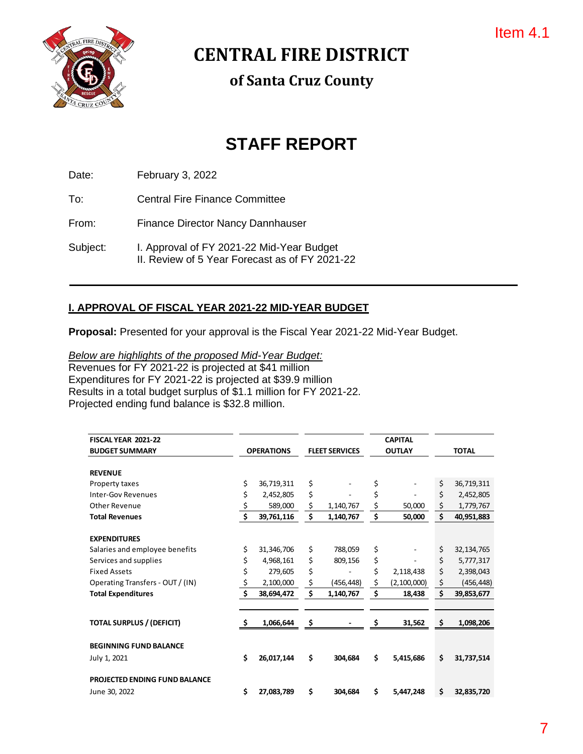Item 4.1

# CENTRAL FIRE DISTRICT

## of Santa Cruz County

# STAFF REPORT

Date: February 3, 2022

To: Central Fire Finance Committee

From: Finance Director Nancy Dannhauser

Subject: I. Approval of FY 2021-22 Mid-Year Budget
II. Review of 5 Year Forecast as of FY 2021-22

---

## I. APPROVAL OF FISCAL YEAR 2021-22 MID-YEAR BUDGET

**Proposal:** Presented for your approval is the Fiscal Year 2021-22 Mid-Year Budget.

*Below are highlights of the proposed Mid-Year Budget:*
Revenues for FY 2021-22 is projected at $41 million
Expenditures for FY 2021-22 is projected at $39.9 million
Results in a total budget surplus of $1.1 million for FY 2021-22.
Projected ending fund balance is $32.8 million.

| FISCAL YEAR 2021-22 BUDGET SUMMARY | OPERATIONS | FLEET SERVICES | CAPITAL OUTLAY | TOTAL |
|---|---|---|---|---|
| **REVENUE** | | | | |
| Property taxes | $ 36,719,311 | $ - | $ - | $ 36,719,311 |
| Inter-Gov Revenues | $ 2,452,805 | $ - | $ - | $ 2,452,805 |
| Other Revenue | $ 589,000 | $ 1,140,767 | $ 50,000 | $ 1,779,767 |
| **Total Revenues** | **$ 39,761,116** | **$ 1,140,767** | **$ 50,000** | **$ 40,951,883** |
| **EXPENDITURES** | | | | |
| Salaries and employee benefits | $ 31,346,706 | $ 788,059 | $ - | $ 32,134,765 |
| Services and supplies | $ 4,968,161 | $ 809,156 | $ - | $ 5,777,317 |
| Fixed Assets | $ 279,605 | $ - | $ 2,118,438 | $ 2,398,043 |
| Operating Transfers - OUT / (IN) | $ 2,100,000 | $ (456,448) | $ (2,100,000) | $ (456,448) |
| **Total Expenditures** | **$ 38,694,472** | **$ 1,140,767** | **$ 18,438** | **$ 39,853,677** |
| **TOTAL SURPLUS / (DEFICIT)** | **$ 1,066,644** | **$ -** | **$ 31,562** | **$ 1,098,206** |
| **BEGINNING FUND BALANCE** | | | | |
| July 1, 2021 | **$ 26,017,144** | **$ 304,684** | **$ 5,415,686** | **$ 31,737,514** |
| **PROJECTED ENDING FUND BALANCE** | | | | |
| June 30, 2022 | **$ 27,083,789** | **$ 304,684** | **$ 5,447,248** | **$ 32,835,720** |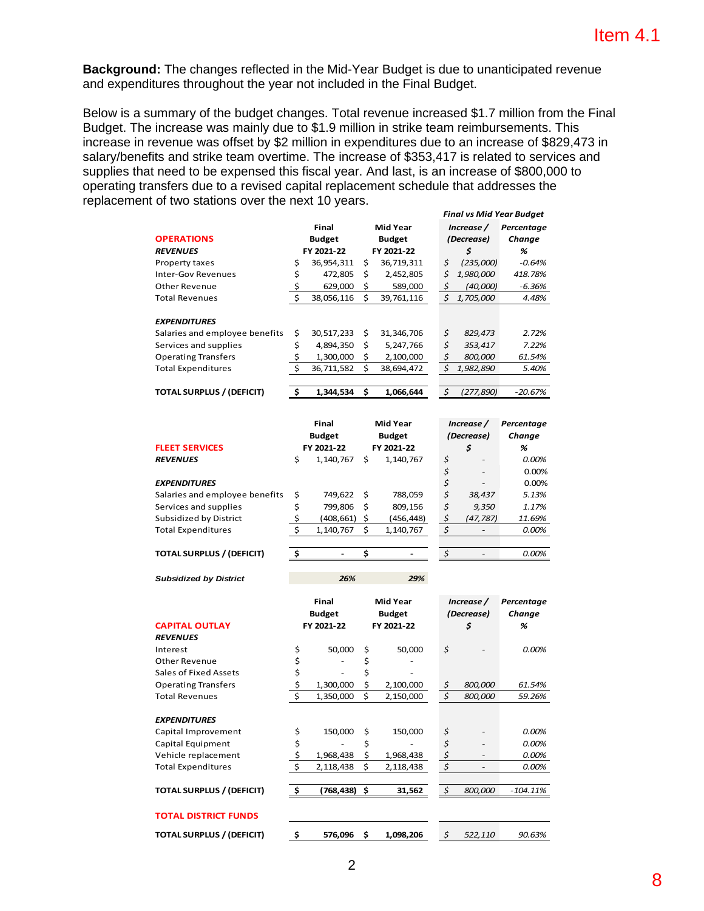Item 4.1

**Background:** The changes reflected in the Mid-Year Budget is due to unanticipated revenue and expenditures throughout the year not included in the Final Budget.

Below is a summary of the budget changes. Total revenue increased $1.7 million from the Final Budget. The increase was mainly due to $1.9 million in strike team reimbursements. This increase in revenue was offset by $2 million in expenditures due to an increase of $829,473 in salary/benefits and strike team overtime. The increase of $353,417 is related to services and supplies that need to be expensed this fiscal year. And last, is an increase of $800,000 to operating transfers due to a revised capital replacement schedule that addresses the replacement of two stations over the next 10 years.

| | | | *Final vs Mid Year Budget* | |
|---|---|---|---|---|
| | **Final** | **Mid Year** | ***Increase /*** | ***Percentage*** |
| **OPERATIONS** | **Budget** | **Budget** | ***(Decrease)*** | ***Change*** |
| ***REVENUES*** | **FY 2021-22** | **FY 2021-22** | ***$*** | ***%*** |
| Property taxes | $ 36,954,311 | $ 36,719,311 | *$ (235,000)* | *-0.64%* |
| Inter-Gov Revenues | $ 472,805 | $ 2,452,805 | *$ 1,980,000* | *418.78%* |
| Other Revenue | $ 629,000 | $ 589,000 | *$ (40,000)* | *-6.36%* |
| Total Revenues | $ 38,056,116 | $ 39,761,116 | *$ 1,705,000* | *4.48%* |
| | | | | |
| ***EXPENDITURES*** | | | | |
| Salaries and employee benefits | $ 30,517,233 | $ 31,346,706 | *$ 829,473* | *2.72%* |
| Services and supplies | $ 4,894,350 | $ 5,247,766 | *$ 353,417* | *7.22%* |
| Operating Transfers | $ 1,300,000 | $ 2,100,000 | *$ 800,000* | *61.54%* |
| Total Expenditures | $ 36,711,582 | $ 38,694,472 | *$ 1,982,890* | *5.40%* |
| | | | | |
| **TOTAL SURPLUS / (DEFICIT)** | **$ 1,344,534** | **$ 1,066,644** | *$ (277,890)* | *-20.67%* |

| | **Final** | **Mid Year** | ***Increase /*** | ***Percentage*** |
|---|---|---|---|---|
| | **Budget** | **Budget** | ***(Decrease)*** | ***Change*** |
| **FLEET SERVICES** | **FY 2021-22** | **FY 2021-22** | ***$*** | ***%*** |
| ***REVENUES*** | $ 1,140,767 | $ 1,140,767 | *$ -* | *0.00%* |
| | | | *$ -* | 0.00% |
| ***EXPENDITURES*** | | | *$ -* | 0.00% |
| Salaries and employee benefits | $ 749,622 | $ 788,059 | *$ 38,437* | *5.13%* |
| Services and supplies | $ 799,806 | $ 809,156 | *$ 9,350* | *1.17%* |
| Subsidized by District | $ (408,661) | $ (456,448) | *$ (47,787)* | *11.69%* |
| Total Expenditures | $ 1,140,767 | $ 1,140,767 | *$ -* | *0.00%* |
| | | | | |
| **TOTAL SURPLUS / (DEFICIT)** | **$ -** | **$ -** | *$ -* | *0.00%* |
| | | | | |
| ***Subsidized by District*** | ***26%*** | ***29%*** | | |

| | **Final** | **Mid Year** | ***Increase /*** | ***Percentage*** |
|---|---|---|---|---|
| | **Budget** | **Budget** | ***(Decrease)*** | ***Change*** |
| **CAPITAL OUTLAY** | **FY 2021-22** | **FY 2021-22** | ***$*** | ***%*** |
| ***REVENUES*** | | | | |
| Interest | $ 50,000 | $ 50,000 | *$ -* | *0.00%* |
| Other Revenue | $ - | $ - | | |
| Sales of Fixed Assets | $ - | $ - | | |
| Operating Transfers | $ 1,300,000 | $ 2,100,000 | *$ 800,000* | *61.54%* |
| Total Revenues | $ 1,350,000 | $ 2,150,000 | *$ 800,000* | *59.26%* |
| | | | | |
| ***EXPENDITURES*** | | | | |
| Capital Improvement | $ 150,000 | $ 150,000 | *$ -* | *0.00%* |
| Capital Equipment | $ - | $ - | *$ -* | *0.00%* |
| Vehicle replacement | $ 1,968,438 | $ 1,968,438 | *$ -* | *0.00%* |
| Total Expenditures | $ 2,118,438 | $ 2,118,438 | *$ -* | *0.00%* |
| | | | | |
| **TOTAL SURPLUS / (DEFICIT)** | **$ (768,438)** | **$ 31,562** | *$ 800,000* | *-104.11%* |
| | | | | |
| **TOTAL DISTRICT FUNDS** | | | | |
| | | | | |
| **TOTAL SURPLUS / (DEFICIT)** | **$ 576,096** | **$ 1,098,206** | *$ 522,110* | *90.63%* |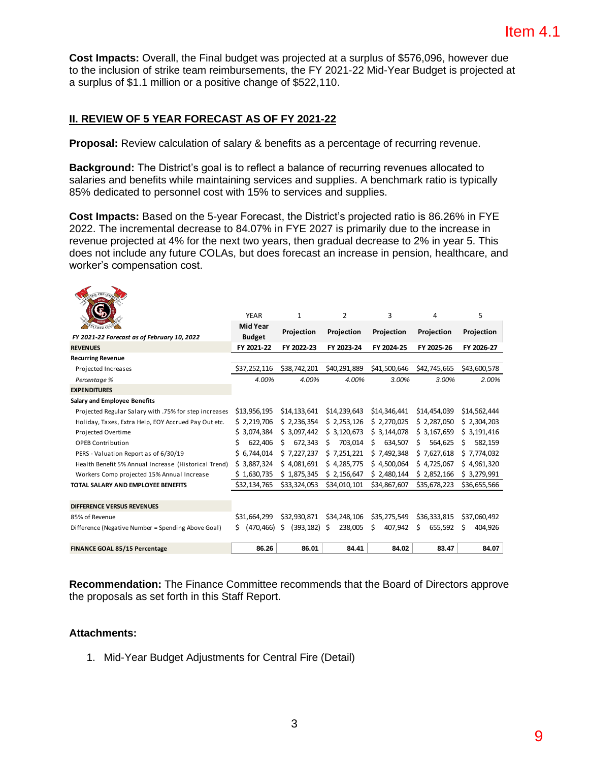Item 4.1

**Cost Impacts:** Overall, the Final budget was projected at a surplus of $576,096, however due to the inclusion of strike team reimbursements, the FY 2021-22 Mid-Year Budget is projected at a surplus of $1.1 million or a positive change of $522,110.

## II. REVIEW OF 5 YEAR FORECAST AS OF FY 2021-22

**Proposal:** Review calculation of salary & benefits as a percentage of recurring revenue.

**Background:** The District's goal is to reflect a balance of recurring revenues allocated to salaries and benefits while maintaining services and supplies. A benchmark ratio is typically 85% dedicated to personnel cost with 15% to services and supplies.

**Cost Impacts:** Based on the 5-year Forecast, the District's projected ratio is 86.26% in FYE 2022. The incremental decrease to 84.07% in FYE 2027 is primarily due to the increase in revenue projected at 4% for the next two years, then gradual decrease to 2% in year 5. This does not include any future COLAs, but does forecast an increase in pension, healthcare, and worker's compensation cost.

| *FY 2021-22 Forecast as of February 10, 2022* | YEAR<br>**Mid Year Budget** | 1<br>**Projection** | 2<br>**Projection** | 3<br>**Projection** | 4<br>**Projection** | 5<br>**Projection** |
|---|---|---|---|---|---|---|
| **REVENUES** | **FY 2021-22** | **FY 2022-23** | **FY 2023-24** | **FY 2024-25** | **FY 2025-26** | **FY 2026-27** |
| **Recurring Revenue** | | | | | | |
| Projected Increases | $37,252,116 | $38,742,201 | $40,291,889 | $41,500,646 | $42,745,665 | $43,600,578 |
| *Percentage %* | *4.00%* | *4.00%* | *4.00%* | *3.00%* | *3.00%* | *2.00%* |
| **EXPENDITURES** | | | | | | |
| **Salary and Employee Benefits** | | | | | | |
| Projected Regular Salary with .75% for step increases | $13,956,195 | $14,133,641 | $14,239,643 | $14,346,441 | $14,454,039 | $14,562,444 |
| Holiday, Taxes, Extra Help, EOY Accrued Pay Out etc. | $ 2,219,706 | $ 2,236,354 | $ 2,253,126 | $ 2,270,025 | $ 2,287,050 | $ 2,304,203 |
| Projected Overtime | $ 3,074,384 | $ 3,097,442 | $ 3,120,673 | $ 3,144,078 | $ 3,167,659 | $ 3,191,416 |
| OPEB Contribution | $ 622,406 | $ 672,343 | $ 703,014 | $ 634,507 | $ 564,625 | $ 582,159 |
| PERS - Valuation Report as of 6/30/19 | $ 6,744,014 | $ 7,227,237 | $ 7,251,221 | $ 7,492,348 | $ 7,627,618 | $ 7,774,032 |
| Health Benefit 5% Annual Increase (Historical Trend) | $ 3,887,324 | $ 4,081,691 | $ 4,285,775 | $ 4,500,064 | $ 4,725,067 | $ 4,961,320 |
| Workers Comp projected 15% Annual Increase | $ 1,630,735 | $ 1,875,345 | $ 2,156,647 | $ 2,480,144 | $ 2,852,166 | $ 3,279,991 |
| **TOTAL SALARY AND EMPLOYEE BENEFITS** | $32,134,765 | $33,324,053 | $34,010,101 | $34,867,607 | $35,678,223 | $36,655,566 |
| | | | | | | |
| **DIFFERENCE VERSUS REVENUES** | | | | | | |
| 85% of Revenue | $31,664,299 | $32,930,871 | $34,248,106 | $35,275,549 | $36,333,815 | $37,060,492 |
| Difference (Negative Number = Spending Above Goal) | $ (470,466) | $ (393,182) | $ 238,005 | $ 407,942 | $ 655,592 | $ 404,926 |
| | | | | | | |
| **FINANCE GOAL 85/15 Percentage** | **86.26** | **86.01** | **84.41** | **84.02** | **83.47** | **84.07** |

**Recommendation:** The Finance Committee recommends that the Board of Directors approve the proposals as set forth in this Staff Report.

**Attachments:**

1. Mid-Year Budget Adjustments for Central Fire (Detail)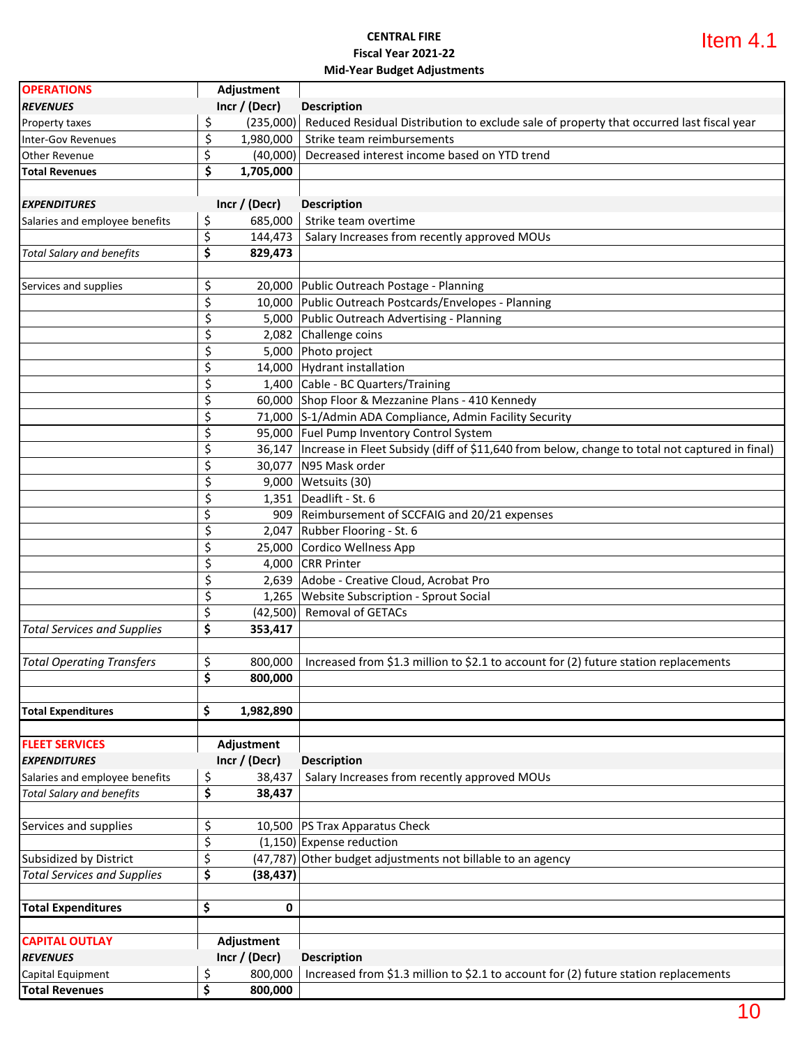**CENTRAL FIRE**
**Fiscal Year 2021-22**
**Mid-Year Budget Adjustments**

Item 4.1

| OPERATIONS | Adjustment | |
|---|---|---|
| ***REVENUES*** | **Incr / (Decr)** | **Description** |
| Property taxes | $ (235,000) | Reduced Residual Distribution to exclude sale of property that occurred last fiscal year |
| Inter-Gov Revenues | $ 1,980,000 | Strike team reimbursements |
| Other Revenue | $ (40,000) | Decreased interest income based on YTD trend |
| **Total Revenues** | **$ 1,705,000** | |
| | | |
| ***EXPENDITURES*** | **Incr / (Decr)** | **Description** |
| Salaries and employee benefits | $ 685,000 | Strike team overtime |
| | $ 144,473 | Salary Increases from recently approved MOUs |
| *Total Salary and benefits* | **$ 829,473** | |
| | | |
| Services and supplies | $ 20,000 | Public Outreach Postage - Planning |
| | $ 10,000 | Public Outreach Postcards/Envelopes - Planning |
| | $ 5,000 | Public Outreach Advertising - Planning |
| | $ 2,082 | Challenge coins |
| | $ 5,000 | Photo project |
| | $ 14,000 | Hydrant installation |
| | $ 1,400 | Cable - BC Quarters/Training |
| | $ 60,000 | Shop Floor & Mezzanine Plans - 410 Kennedy |
| | $ 71,000 | S-1/Admin ADA Compliance, Admin Facility Security |
| | $ 95,000 | Fuel Pump Inventory Control System |
| | $ 36,147 | Increase in Fleet Subsidy (diff of $11,640 from below, change to total not captured in final) |
| | $ 30,077 | N95 Mask order |
| | $ 9,000 | Wetsuits (30) |
| | $ 1,351 | Deadlift - St. 6 |
| | $ 909 | Reimbursement of SCCFAIG and 20/21 expenses |
| | $ 2,047 | Rubber Flooring - St. 6 |
| | $ 25,000 | Cordico Wellness App |
| | $ 4,000 | CRR Printer |
| | $ 2,639 | Adobe - Creative Cloud, Acrobat Pro |
| | $ 1,265 | Website Subscription - Sprout Social |
| | $ (42,500) | Removal of GETACs |
| *Total Services and Supplies* | **$ 353,417** | |
| | | |
| *Total Operating Transfers* | $ 800,000 | Increased from $1.3 million to $2.1 to account for (2) future station replacements |
| | **$ 800,000** | |
| | | |
| **Total Expenditures** | **$ 1,982,890** | |
| | | |
| **FLEET SERVICES** | **Adjustment** | |
| ***EXPENDITURES*** | **Incr / (Decr)** | **Description** |
| Salaries and employee benefits | $ 38,437 | Salary Increases from recently approved MOUs |
| *Total Salary and benefits* | **$ 38,437** | |
| | | |
| Services and supplies | $ 10,500 | PS Trax Apparatus Check |
| | $ (1,150) | Expense reduction |
| Subsidized by District | $ (47,787) | Other budget adjustments not billable to an agency |
| *Total Services and Supplies* | **$ (38,437)** | |
| | | |
| **Total Expenditures** | **$ 0** | |
| | | |
| **CAPITAL OUTLAY** | **Adjustment** | |
| ***REVENUES*** | **Incr / (Decr)** | **Description** |
| Capital Equipment | $ 800,000 | Increased from $1.3 million to $2.1 to account for (2) future station replacements |
| **Total Revenues** | **$ 800,000** | |